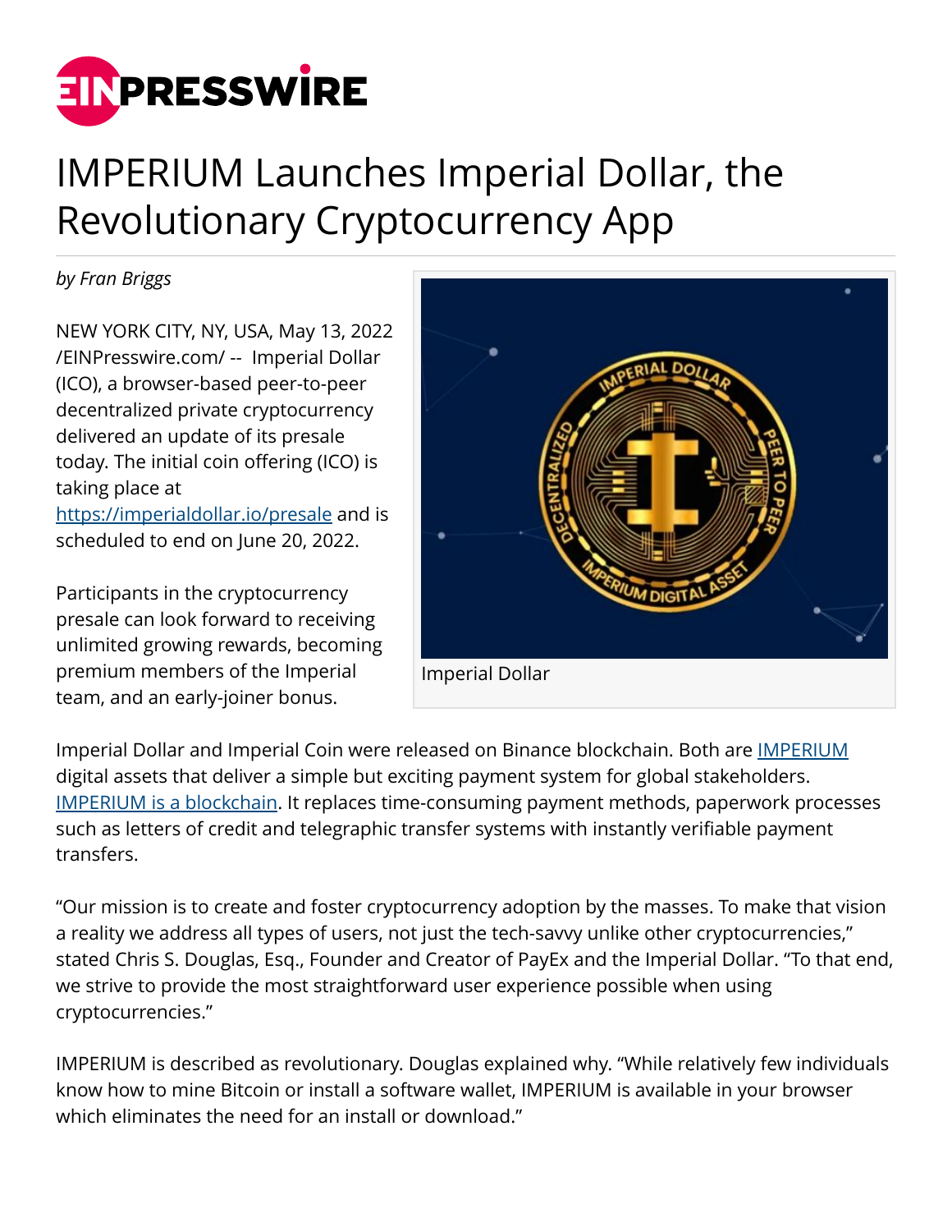# IMPERIUM Launches Imperial Dollar, the Revolutionary Cryptocurrency App

*by Fran Briggs*

NEW YORK CITY, NY, USA, May 13, 2022 /EINPresswire.com/ -- Imperial Dollar (ICO), a browser-based peer-to-peer decentralized private cryptocurrency delivered an update of its presale today. The initial coin offering (ICO) is taking place at https://imperialdollar.io/presale and is scheduled to end on June 20, 2022.

Participants in the cryptocurrency presale can look forward to receiving unlimited growing rewards, becoming premium members of the Imperial team, and an early-joiner bonus.

Imperial Dollar

Imperial Dollar and Imperial Coin were released on Binance blockchain. Both are IMPERIUM digital assets that deliver a simple but exciting payment system for global stakeholders. IMPERIUM is a blockchain. It replaces time-consuming payment methods, paperwork processes such as letters of credit and telegraphic transfer systems with instantly verifiable payment transfers.

"Our mission is to create and foster cryptocurrency adoption by the masses. To make that vision a reality we address all types of users, not just the tech-savvy unlike other cryptocurrencies," stated Chris S. Douglas, Esq., Founder and Creator of PayEx and the Imperial Dollar. "To that end, we strive to provide the most straightforward user experience possible when using cryptocurrencies."

IMPERIUM is described as revolutionary. Douglas explained why. "While relatively few individuals know how to mine Bitcoin or install a software wallet, IMPERIUM is available in your browser which eliminates the need for an install or download."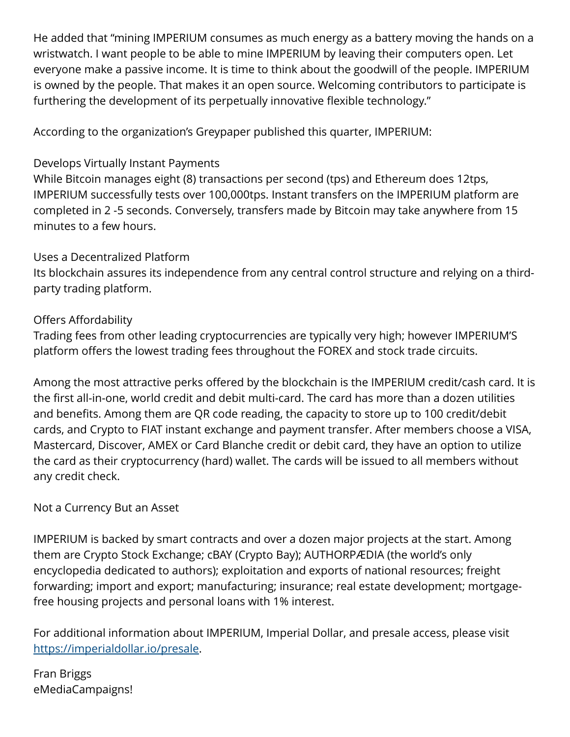He added that "mining IMPERIUM consumes as much energy as a battery moving the hands on a wristwatch. I want people to be able to mine IMPERIUM by leaving their computers open. Let everyone make a passive income. It is time to think about the goodwill of the people. IMPERIUM is owned by the people. That makes it an open source. Welcoming contributors to participate is furthering the development of its perpetually innovative flexible technology."

According to the organization's Greypaper published this quarter, IMPERIUM:

Develops Virtually Instant Payments
While Bitcoin manages eight (8) transactions per second (tps) and Ethereum does 12tps, IMPERIUM successfully tests over 100,000tps. Instant transfers on the IMPERIUM platform are completed in 2 -5 seconds. Conversely, transfers made by Bitcoin may take anywhere from 15 minutes to a few hours.

Uses a Decentralized Platform
Its blockchain assures its independence from any central control structure and relying on a third-party trading platform.

Offers Affordability
Trading fees from other leading cryptocurrencies are typically very high; however IMPERIUM'S platform offers the lowest trading fees throughout the FOREX and stock trade circuits.

Among the most attractive perks offered by the blockchain is the IMPERIUM credit/cash card. It is the first all-in-one, world credit and debit multi-card. The card has more than a dozen utilities and benefits. Among them are QR code reading, the capacity to store up to 100 credit/debit cards, and Crypto to FIAT instant exchange and payment transfer. After members choose a VISA, Mastercard, Discover, AMEX or Card Blanche credit or debit card, they have an option to utilize the card as their cryptocurrency (hard) wallet. The cards will be issued to all members without any credit check.

Not a Currency But an Asset

IMPERIUM is backed by smart contracts and over a dozen major projects at the start. Among them are Crypto Stock Exchange; cBAY (Crypto Bay); AUTHORPÆDIA (the world's only encyclopedia dedicated to authors); exploitation and exports of national resources; freight forwarding; import and export; manufacturing; insurance; real estate development; mortgage-free housing projects and personal loans with 1% interest.

For additional information about IMPERIUM, Imperial Dollar, and presale access, please visit [https://imperialdollar.io/presale](https://imperialdollar.io/presale).

Fran Briggs
eMediaCampaigns!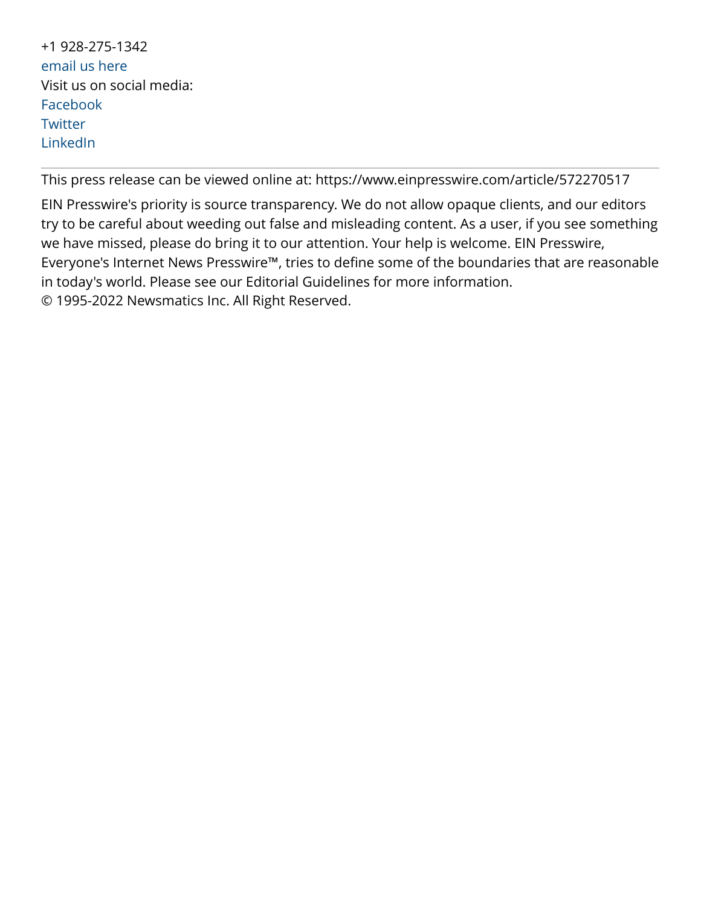+1 928-275-1342
email us here
Visit us on social media:
Facebook
Twitter
LinkedIn

---

This press release can be viewed online at: https://www.einpresswire.com/article/572270517

EIN Presswire's priority is source transparency. We do not allow opaque clients, and our editors try to be careful about weeding out false and misleading content. As a user, if you see something we have missed, please do bring it to our attention. Your help is welcome. EIN Presswire, Everyone's Internet News Presswire™, tries to define some of the boundaries that are reasonable in today's world. Please see our Editorial Guidelines for more information.
© 1995-2022 Newsmatics Inc. All Right Reserved.